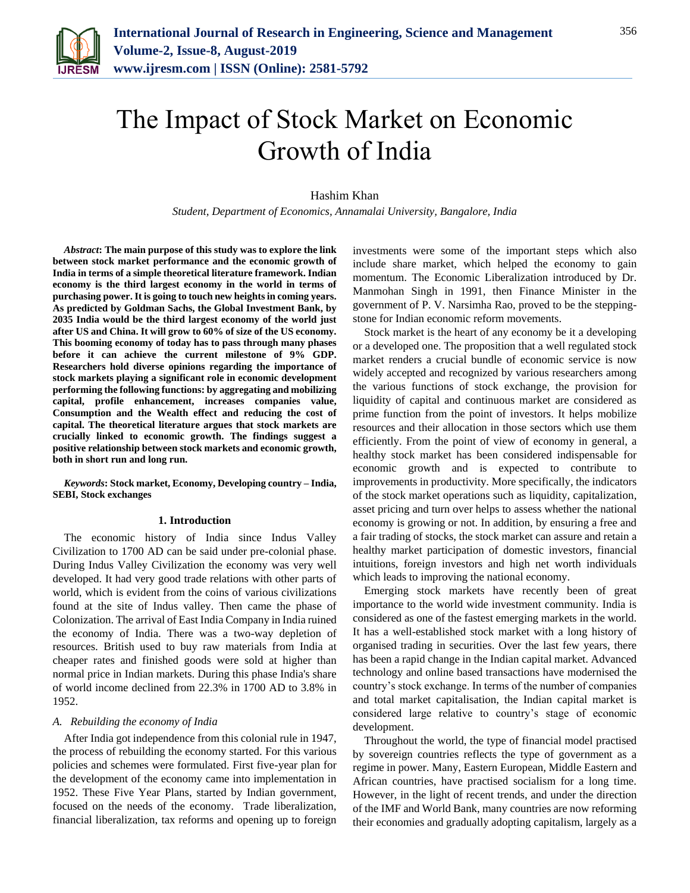# The Impact of Stock Market on Economic Growth of India

Hashim Khan

*Student, Department of Economics, Annamalai University, Bangalore, India*

***Abstract*: The main purpose of this study was to explore the link between stock market performance and the economic growth of India in terms of a simple theoretical literature framework. Indian economy is the third largest economy in the world in terms of purchasing power. It is going to touch new heights in coming years. As predicted by Goldman Sachs, the Global Investment Bank, by 2035 India would be the third largest economy of the world just after US and China. It will grow to 60% of size of the US economy. This booming economy of today has to pass through many phases before it can achieve the current milestone of 9% GDP. Researchers hold diverse opinions regarding the importance of stock markets playing a significant role in economic development performing the following functions: by aggregating and mobilizing capital, profile enhancement, increases companies value, Consumption and the Wealth effect and reducing the cost of capital. The theoretical literature argues that stock markets are crucially linked to economic growth. The findings suggest a positive relationship between stock markets and economic growth, both in short run and long run.**

***Keywords*: Stock market, Economy, Developing country – India, SEBI, Stock exchanges**

## 1. Introduction

The economic history of India since Indus Valley Civilization to 1700 AD can be said under pre-colonial phase. During Indus Valley Civilization the economy was very well developed. It had very good trade relations with other parts of world, which is evident from the coins of various civilizations found at the site of Indus valley. Then came the phase of Colonization. The arrival of East India Company in India ruined the economy of India. There was a two-way depletion of resources. British used to buy raw materials from India at cheaper rates and finished goods were sold at higher than normal price in Indian markets. During this phase India's share of world income declined from 22.3% in 1700 AD to 3.8% in 1952.

### *A. Rebuilding the economy of India*

After India got independence from this colonial rule in 1947, the process of rebuilding the economy started. For this various policies and schemes were formulated. First five-year plan for the development of the economy came into implementation in 1952. These Five Year Plans, started by Indian government, focused on the needs of the economy. Trade liberalization, financial liberalization, tax reforms and opening up to foreign investments were some of the important steps which also include share market, which helped the economy to gain momentum. The Economic Liberalization introduced by Dr. Manmohan Singh in 1991, then Finance Minister in the government of P. V. Narsimha Rao, proved to be the stepping-stone for Indian economic reform movements.

Stock market is the heart of any economy be it a developing or a developed one. The proposition that a well regulated stock market renders a crucial bundle of economic service is now widely accepted and recognized by various researchers among the various functions of stock exchange, the provision for liquidity of capital and continuous market are considered as prime function from the point of investors. It helps mobilize resources and their allocation in those sectors which use them efficiently. From the point of view of economy in general, a healthy stock market has been considered indispensable for economic growth and is expected to contribute to improvements in productivity. More specifically, the indicators of the stock market operations such as liquidity, capitalization, asset pricing and turn over helps to assess whether the national economy is growing or not. In addition, by ensuring a free and a fair trading of stocks, the stock market can assure and retain a healthy market participation of domestic investors, financial intuitions, foreign investors and high net worth individuals which leads to improving the national economy.

Emerging stock markets have recently been of great importance to the world wide investment community. India is considered as one of the fastest emerging markets in the world. It has a well-established stock market with a long history of organised trading in securities. Over the last few years, there has been a rapid change in the Indian capital market. Advanced technology and online based transactions have modernised the country's stock exchange. In terms of the number of companies and total market capitalisation, the Indian capital market is considered large relative to country's stage of economic development.

Throughout the world, the type of financial model practised by sovereign countries reflects the type of government as a regime in power. Many, Eastern European, Middle Eastern and African countries, have practised socialism for a long time. However, in the light of recent trends, and under the direction of the IMF and World Bank, many countries are now reforming their economies and gradually adopting capitalism, largely as a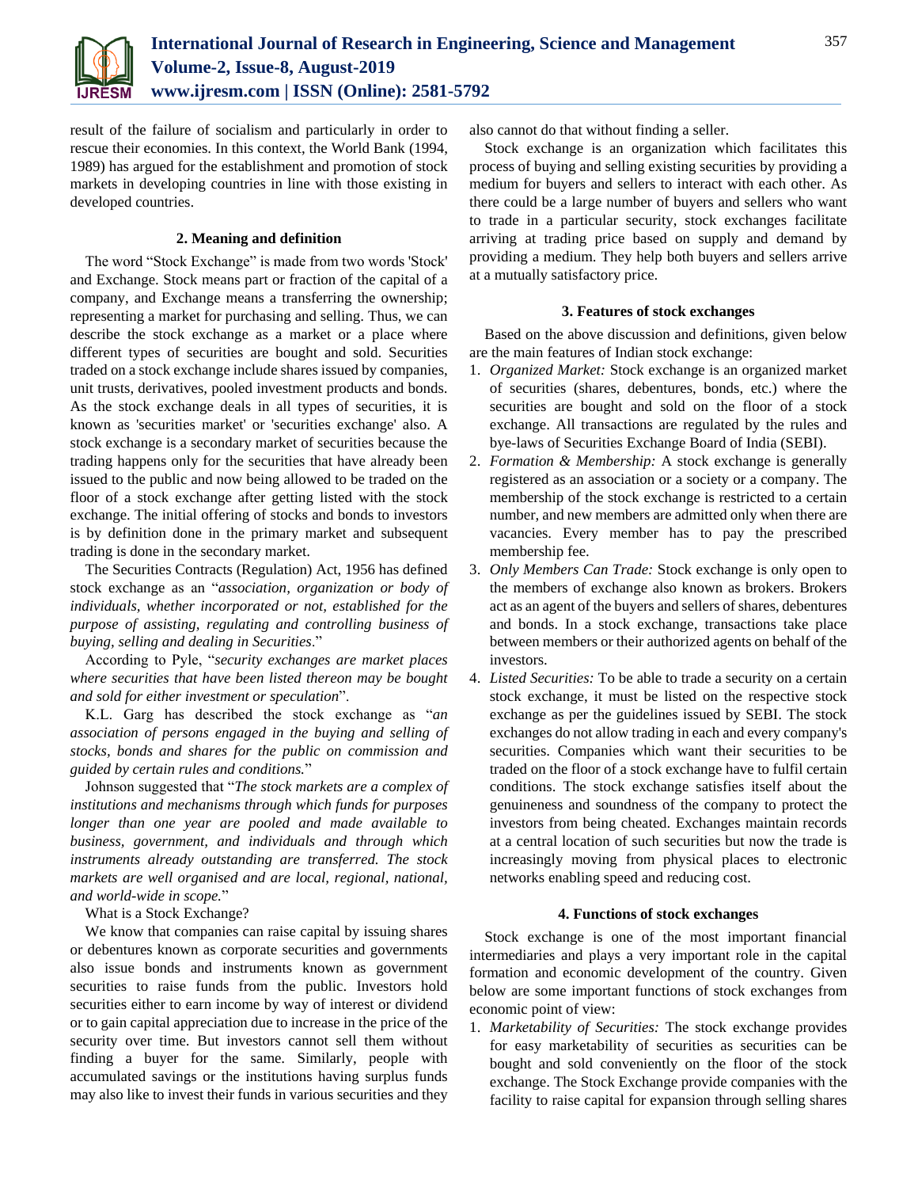result of the failure of socialism and particularly in order to rescue their economies. In this context, the World Bank (1994, 1989) has argued for the establishment and promotion of stock markets in developing countries in line with those existing in developed countries.

## 2. Meaning and definition

The word "Stock Exchange" is made from two words 'Stock' and Exchange. Stock means part or fraction of the capital of a company, and Exchange means a transferring the ownership; representing a market for purchasing and selling. Thus, we can describe the stock exchange as a market or a place where different types of securities are bought and sold. Securities traded on a stock exchange include shares issued by companies, unit trusts, derivatives, pooled investment products and bonds. As the stock exchange deals in all types of securities, it is known as 'securities market' or 'securities exchange' also. A stock exchange is a secondary market of securities because the trading happens only for the securities that have already been issued to the public and now being allowed to be traded on the floor of a stock exchange after getting listed with the stock exchange. The initial offering of stocks and bonds to investors is by definition done in the primary market and subsequent trading is done in the secondary market.

The Securities Contracts (Regulation) Act, 1956 has defined stock exchange as an "*association, organization or body of individuals, whether incorporated or not, established for the purpose of assisting, regulating and controlling business of buying, selling and dealing in Securities*."

According to Pyle, "*security exchanges are market places where securities that have been listed thereon may be bought and sold for either investment or speculation*".

K.L. Garg has described the stock exchange as "*an association of persons engaged in the buying and selling of stocks, bonds and shares for the public on commission and guided by certain rules and conditions.*"

Johnson suggested that "*The stock markets are a complex of institutions and mechanisms through which funds for purposes longer than one year are pooled and made available to business, government, and individuals and through which instruments already outstanding are transferred. The stock markets are well organised and are local, regional, national, and world-wide in scope.*"

What is a Stock Exchange?

We know that companies can raise capital by issuing shares or debentures known as corporate securities and governments also issue bonds and instruments known as government securities to raise funds from the public. Investors hold securities either to earn income by way of interest or dividend or to gain capital appreciation due to increase in the price of the security over time. But investors cannot sell them without finding a buyer for the same. Similarly, people with accumulated savings or the institutions having surplus funds may also like to invest their funds in various securities and they also cannot do that without finding a seller.

Stock exchange is an organization which facilitates this process of buying and selling existing securities by providing a medium for buyers and sellers to interact with each other. As there could be a large number of buyers and sellers who want to trade in a particular security, stock exchanges facilitate arriving at trading price based on supply and demand by providing a medium. They help both buyers and sellers arrive at a mutually satisfactory price.

## 3. Features of stock exchanges

Based on the above discussion and definitions, given below are the main features of Indian stock exchange:

1. *Organized Market:* Stock exchange is an organized market of securities (shares, debentures, bonds, etc.) where the securities are bought and sold on the floor of a stock exchange. All transactions are regulated by the rules and bye-laws of Securities Exchange Board of India (SEBI).
2. *Formation & Membership:* A stock exchange is generally registered as an association or a society or a company. The membership of the stock exchange is restricted to a certain number, and new members are admitted only when there are vacancies. Every member has to pay the prescribed membership fee.
3. *Only Members Can Trade:* Stock exchange is only open to the members of exchange also known as brokers. Brokers act as an agent of the buyers and sellers of shares, debentures and bonds. In a stock exchange, transactions take place between members or their authorized agents on behalf of the investors.
4. *Listed Securities:* To be able to trade a security on a certain stock exchange, it must be listed on the respective stock exchange as per the guidelines issued by SEBI. The stock exchanges do not allow trading in each and every company's securities. Companies which want their securities to be traded on the floor of a stock exchange have to fulfil certain conditions. The stock exchange satisfies itself about the genuineness and soundness of the company to protect the investors from being cheated. Exchanges maintain records at a central location of such securities but now the trade is increasingly moving from physical places to electronic networks enabling speed and reducing cost.

## 4. Functions of stock exchanges

Stock exchange is one of the most important financial intermediaries and plays a very important role in the capital formation and economic development of the country. Given below are some important functions of stock exchanges from economic point of view:

1. *Marketability of Securities:* The stock exchange provides for easy marketability of securities as securities can be bought and sold conveniently on the floor of the stock exchange. The Stock Exchange provide companies with the facility to raise capital for expansion through selling shares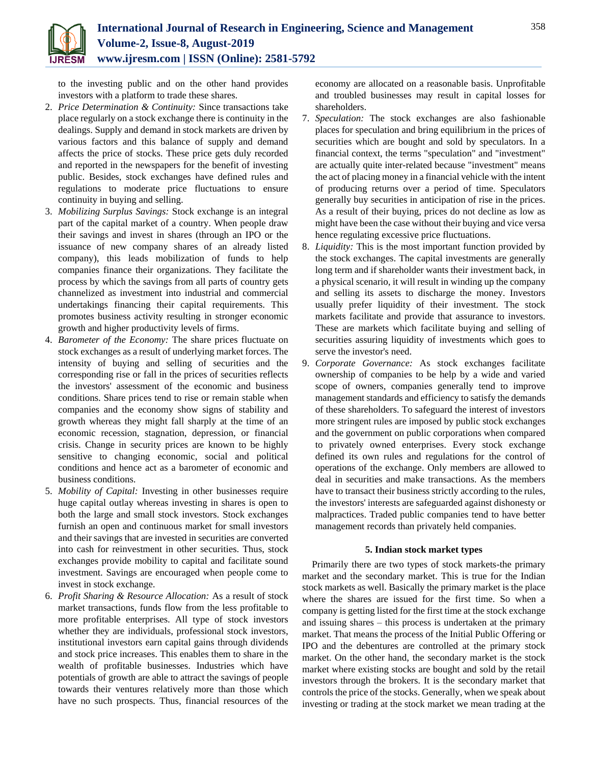to the investing public and on the other hand provides investors with a platform to trade these shares.

2. *Price Determination & Continuity:* Since transactions take place regularly on a stock exchange there is continuity in the dealings. Supply and demand in stock markets are driven by various factors and this balance of supply and demand affects the price of stocks. These price gets duly recorded and reported in the newspapers for the benefit of investing public. Besides, stock exchanges have defined rules and regulations to moderate price fluctuations to ensure continuity in buying and selling.
3. *Mobilizing Surplus Savings:* Stock exchange is an integral part of the capital market of a country. When people draw their savings and invest in shares (through an IPO or the issuance of new company shares of an already listed company), this leads mobilization of funds to help companies finance their organizations. They facilitate the process by which the savings from all parts of country gets channelized as investment into industrial and commercial undertakings financing their capital requirements. This promotes business activity resulting in stronger economic growth and higher productivity levels of firms.
4. *Barometer of the Economy:* The share prices fluctuate on stock exchanges as a result of underlying market forces. The intensity of buying and selling of securities and the corresponding rise or fall in the prices of securities reflects the investors' assessment of the economic and business conditions. Share prices tend to rise or remain stable when companies and the economy show signs of stability and growth whereas they might fall sharply at the time of an economic recession, stagnation, depression, or financial crisis. Change in security prices are known to be highly sensitive to changing economic, social and political conditions and hence act as a barometer of economic and business conditions.
5. *Mobility of Capital:* Investing in other businesses require huge capital outlay whereas investing in shares is open to both the large and small stock investors. Stock exchanges furnish an open and continuous market for small investors and their savings that are invested in securities are converted into cash for reinvestment in other securities. Thus, stock exchanges provide mobility to capital and facilitate sound investment. Savings are encouraged when people come to invest in stock exchange.
6. *Profit Sharing & Resource Allocation:* As a result of stock market transactions, funds flow from the less profitable to more profitable enterprises. All type of stock investors whether they are individuals, professional stock investors, institutional investors earn capital gains through dividends and stock price increases. This enables them to share in the wealth of profitable businesses. Industries which have potentials of growth are able to attract the savings of people towards their ventures relatively more than those which have no such prospects. Thus, financial resources of the economy are allocated on a reasonable basis. Unprofitable and troubled businesses may result in capital losses for shareholders.
7. *Speculation:* The stock exchanges are also fashionable places for speculation and bring equilibrium in the prices of securities which are bought and sold by speculators. In a financial context, the terms "speculation" and "investment" are actually quite inter-related because "investment" means the act of placing money in a financial vehicle with the intent of producing returns over a period of time. Speculators generally buy securities in anticipation of rise in the prices. As a result of their buying, prices do not decline as low as might have been the case without their buying and vice versa hence regulating excessive price fluctuations.
8. *Liquidity:* This is the most important function provided by the stock exchanges. The capital investments are generally long term and if shareholder wants their investment back, in a physical scenario, it will result in winding up the company and selling its assets to discharge the money. Investors usually prefer liquidity of their investment. The stock markets facilitate and provide that assurance to investors. These are markets which facilitate buying and selling of securities assuring liquidity of investments which goes to serve the investor's need.
9. *Corporate Governance:* As stock exchanges facilitate ownership of companies to be help by a wide and varied scope of owners, companies generally tend to improve management standards and efficiency to satisfy the demands of these shareholders. To safeguard the interest of investors more stringent rules are imposed by public stock exchanges and the government on public corporations when compared to privately owned enterprises. Every stock exchange defined its own rules and regulations for the control of operations of the exchange. Only members are allowed to deal in securities and make transactions. As the members have to transact their business strictly according to the rules, the investors' interests are safeguarded against dishonesty or malpractices. Traded public companies tend to have better management records than privately held companies.

## 5. Indian stock market types

Primarily there are two types of stock markets-the primary market and the secondary market. This is true for the Indian stock markets as well. Basically the primary market is the place where the shares are issued for the first time. So when a company is getting listed for the first time at the stock exchange and issuing shares – this process is undertaken at the primary market. That means the process of the Initial Public Offering or IPO and the debentures are controlled at the primary stock market. On the other hand, the secondary market is the stock market where existing stocks are bought and sold by the retail investors through the brokers. It is the secondary market that controls the price of the stocks. Generally, when we speak about investing or trading at the stock market we mean trading at the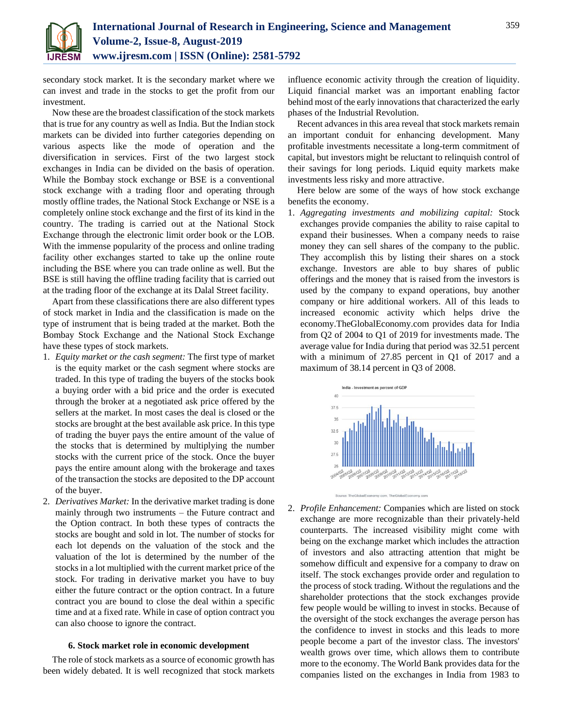secondary stock market. It is the secondary market where we can invest and trade in the stocks to get the profit from our investment.

Now these are the broadest classification of the stock markets that is true for any country as well as India. But the Indian stock markets can be divided into further categories depending on various aspects like the mode of operation and the diversification in services. First of the two largest stock exchanges in India can be divided on the basis of operation. While the Bombay stock exchange or BSE is a conventional stock exchange with a trading floor and operating through mostly offline trades, the National Stock Exchange or NSE is a completely online stock exchange and the first of its kind in the country. The trading is carried out at the National Stock Exchange through the electronic limit order book or the LOB. With the immense popularity of the process and online trading facility other exchanges started to take up the online route including the BSE where you can trade online as well. But the BSE is still having the offline trading facility that is carried out at the trading floor of the exchange at its Dalal Street facility.

Apart from these classifications there are also different types of stock market in India and the classification is made on the type of instrument that is being traded at the market. Both the Bombay Stock Exchange and the National Stock Exchange have these types of stock markets.

1. *Equity market or the cash segment:* The first type of market is the equity market or the cash segment where stocks are traded. In this type of trading the buyers of the stocks book a buying order with a bid price and the order is executed through the broker at a negotiated ask price offered by the sellers at the market. In most cases the deal is closed or the stocks are brought at the best available ask price. In this type of trading the buyer pays the entire amount of the value of the stocks that is determined by multiplying the number stocks with the current price of the stock. Once the buyer pays the entire amount along with the brokerage and taxes of the transaction the stocks are deposited to the DP account of the buyer.
2. *Derivatives Market:* In the derivative market trading is done mainly through two instruments – the Future contract and the Option contract. In both these types of contracts the stocks are bought and sold in lot. The number of stocks for each lot depends on the valuation of the stock and the valuation of the lot is determined by the number of the stocks in a lot multiplied with the current market price of the stock. For trading in derivative market you have to buy either the future contract or the option contract. In a future contract you are bound to close the deal within a specific time and at a fixed rate. While in case of option contract you can also choose to ignore the contract.

### 6. Stock market role in economic development

The role of stock markets as a source of economic growth has been widely debated. It is well recognized that stock markets influence economic activity through the creation of liquidity. Liquid financial market was an important enabling factor behind most of the early innovations that characterized the early phases of the Industrial Revolution.

Recent advances in this area reveal that stock markets remain an important conduit for enhancing development. Many profitable investments necessitate a long-term commitment of capital, but investors might be reluctant to relinquish control of their savings for long periods. Liquid equity markets make investments less risky and more attractive.

Here below are some of the ways of how stock exchange benefits the economy.

1. *Aggregating investments and mobilizing capital:* Stock exchanges provide companies the ability to raise capital to expand their businesses. When a company needs to raise money they can sell shares of the company to the public. They accomplish this by listing their shares on a stock exchange. Investors are able to buy shares of public offerings and the money that is raised from the investors is used by the company to expand operations, buy another company or hire additional workers. All of this leads to increased economic activity which helps drive the economy.TheGlobalEconomy.com provides data for India from Q2 of 2004 to Q1 of 2019 for investments made. The average value for India during that period was 32.51 percent with a minimum of 27.85 percent in Q1 of 2017 and a maximum of 38.14 percent in Q3 of 2008.

India - Investment as percent of GDP

Source: TheGlobalEconomy.com, TheGlobalEconomy.com

2. *Profile Enhancement:* Companies which are listed on stock exchange are more recognizable than their privately-held counterparts. The increased visibility might come with being on the exchange market which includes the attraction of investors and also attracting attention that might be somehow difficult and expensive for a company to draw on itself. The stock exchanges provide order and regulation to the process of stock trading. Without the regulations and the shareholder protections that the stock exchanges provide few people would be willing to invest in stocks. Because of the oversight of the stock exchanges the average person has the confidence to invest in stocks and this leads to more people become a part of the investor class. The investors' wealth grows over time, which allows them to contribute more to the economy. The World Bank provides data for the companies listed on the exchanges in India from 1983 to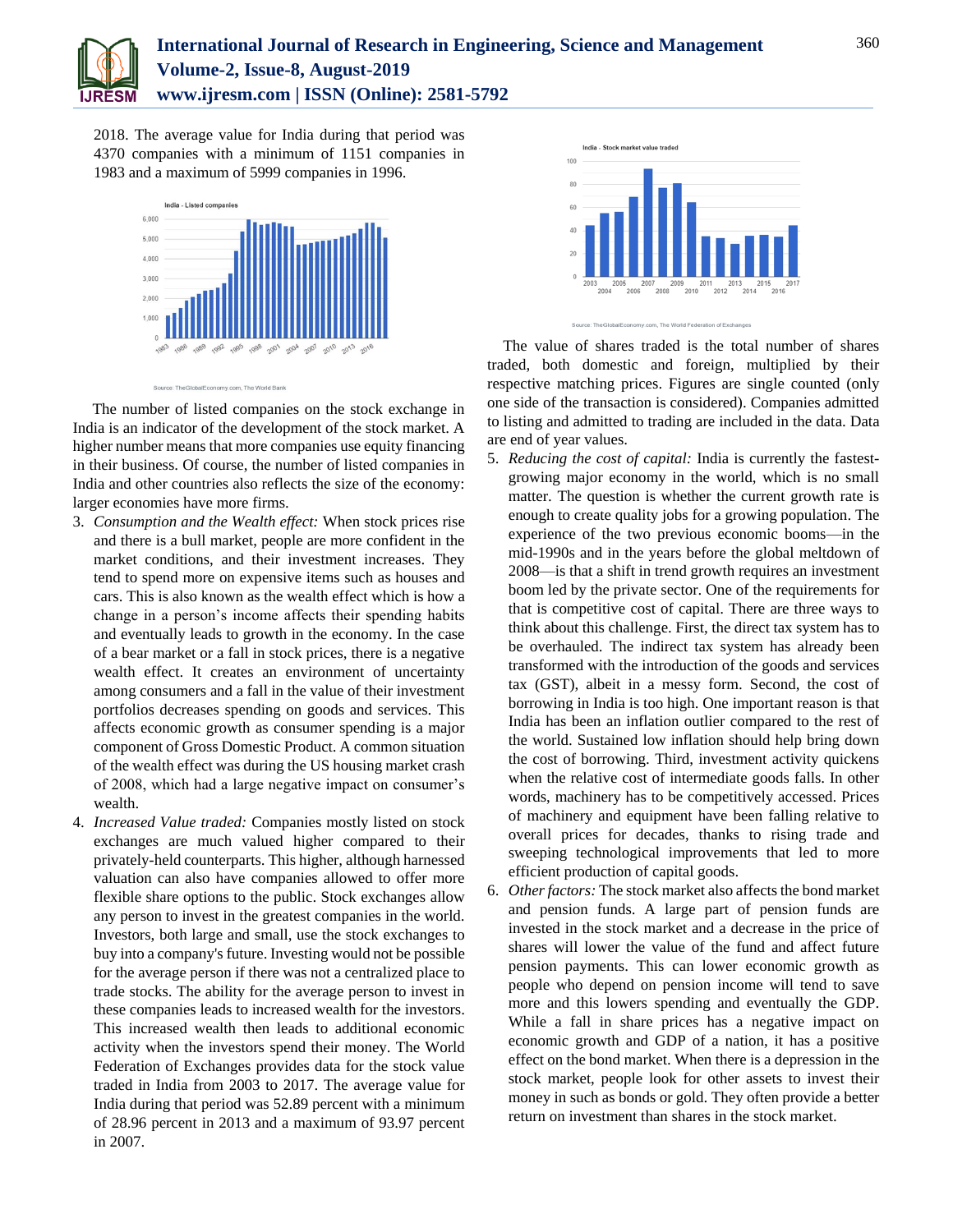2018. The average value for India during that period was 4370 companies with a minimum of 1151 companies in 1983 and a maximum of 5999 companies in 1996.

The number of listed companies on the stock exchange in India is an indicator of the development of the stock market. A higher number means that more companies use equity financing in their business. Of course, the number of listed companies in India and other countries also reflects the size of the economy: larger economies have more firms.

3. *Consumption and the Wealth effect:* When stock prices rise and there is a bull market, people are more confident in the market conditions, and their investment increases. They tend to spend more on expensive items such as houses and cars. This is also known as the wealth effect which is how a change in a person's income affects their spending habits and eventually leads to growth in the economy. In the case of a bear market or a fall in stock prices, there is a negative wealth effect. It creates an environment of uncertainty among consumers and a fall in the value of their investment portfolios decreases spending on goods and services. This affects economic growth as consumer spending is a major component of Gross Domestic Product. A common situation of the wealth effect was during the US housing market crash of 2008, which had a large negative impact on consumer's wealth.
4. *Increased Value traded:* Companies mostly listed on stock exchanges are much valued higher compared to their privately-held counterparts. This higher, although harnessed valuation can also have companies allowed to offer more flexible share options to the public. Stock exchanges allow any person to invest in the greatest companies in the world. Investors, both large and small, use the stock exchanges to buy into a company's future. Investing would not be possible for the average person if there was not a centralized place to trade stocks. The ability for the average person to invest in these companies leads to increased wealth for the investors. This increased wealth then leads to additional economic activity when the investors spend their money. The World Federation of Exchanges provides data for the stock value traded in India from 2003 to 2017. The average value for India during that period was 52.89 percent with a minimum of 28.96 percent in 2013 and a maximum of 93.97 percent in 2007.

The value of shares traded is the total number of shares traded, both domestic and foreign, multiplied by their respective matching prices. Figures are single counted (only one side of the transaction is considered). Companies admitted to listing and admitted to trading are included in the data. Data are end of year values.

5. *Reducing the cost of capital:* India is currently the fastest-growing major economy in the world, which is no small matter. The question is whether the current growth rate is enough to create quality jobs for a growing population. The experience of the two previous economic booms—in the mid-1990s and in the years before the global meltdown of 2008—is that a shift in trend growth requires an investment boom led by the private sector. One of the requirements for that is competitive cost of capital. There are three ways to think about this challenge. First, the direct tax system has to be overhauled. The indirect tax system has already been transformed with the introduction of the goods and services tax (GST), albeit in a messy form. Second, the cost of borrowing in India is too high. One important reason is that India has been an inflation outlier compared to the rest of the world. Sustained low inflation should help bring down the cost of borrowing. Third, investment activity quickens when the relative cost of intermediate goods falls. In other words, machinery has to be competitively accessed. Prices of machinery and equipment have been falling relative to overall prices for decades, thanks to rising trade and sweeping technological improvements that led to more efficient production of capital goods.
6. *Other factors:* The stock market also affects the bond market and pension funds. A large part of pension funds are invested in the stock market and a decrease in the price of shares will lower the value of the fund and affect future pension payments. This can lower economic growth as people who depend on pension income will tend to save more and this lowers spending and eventually the GDP. While a fall in share prices has a negative impact on economic growth and GDP of a nation, it has a positive effect on the bond market. When there is a depression in the stock market, people look for other assets to invest their money in such as bonds or gold. They often provide a better return on investment than shares in the stock market.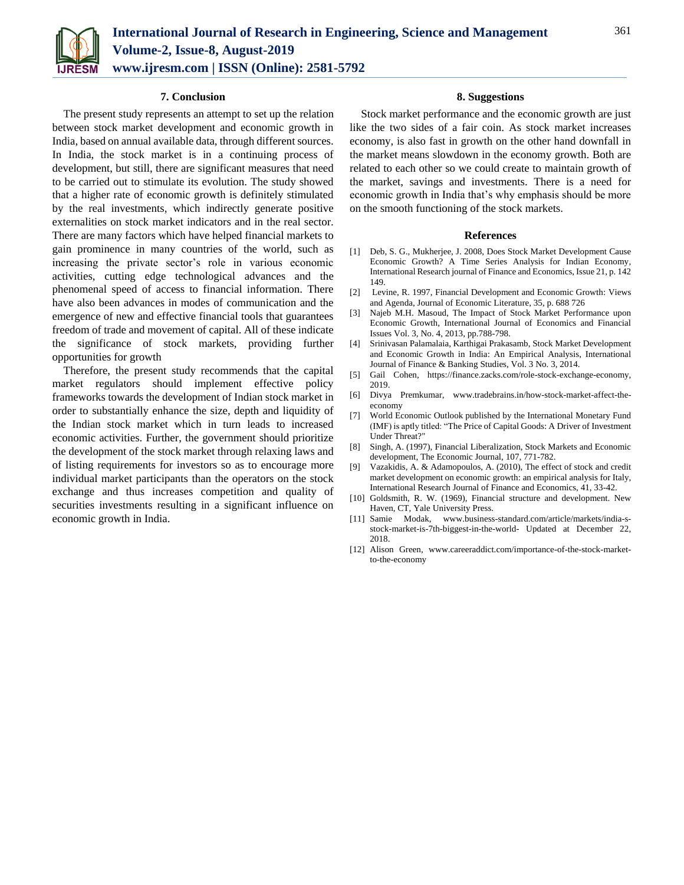## 7. Conclusion

The present study represents an attempt to set up the relation between stock market development and economic growth in India, based on annual available data, through different sources. In India, the stock market is in a continuing process of development, but still, there are significant measures that need to be carried out to stimulate its evolution. The study showed that a higher rate of economic growth is definitely stimulated by the real investments, which indirectly generate positive externalities on stock market indicators and in the real sector. There are many factors which have helped financial markets to gain prominence in many countries of the world, such as increasing the private sector's role in various economic activities, cutting edge technological advances and the phenomenal speed of access to financial information. There have also been advances in modes of communication and the emergence of new and effective financial tools that guarantees freedom of trade and movement of capital. All of these indicate the significance of stock markets, providing further opportunities for growth

Therefore, the present study recommends that the capital market regulators should implement effective policy frameworks towards the development of Indian stock market in order to substantially enhance the size, depth and liquidity of the Indian stock market which in turn leads to increased economic activities. Further, the government should prioritize the development of the stock market through relaxing laws and of listing requirements for investors so as to encourage more individual market participants than the operators on the stock exchange and thus increases competition and quality of securities investments resulting in a significant influence on economic growth in India.

## 8. Suggestions

Stock market performance and the economic growth are just like the two sides of a fair coin. As stock market increases economy, is also fast in growth on the other hand downfall in the market means slowdown in the economy growth. Both are related to each other so we could create to maintain growth of the market, savings and investments. There is a need for economic growth in India that's why emphasis should be more on the smooth functioning of the stock markets.

## References

[1] Deb, S. G., Mukherjee, J. 2008, Does Stock Market Development Cause Economic Growth? A Time Series Analysis for Indian Economy, International Research journal of Finance and Economics, Issue 21, p. 142 149.

[2] Levine, R. 1997, Financial Development and Economic Growth: Views and Agenda, Journal of Economic Literature, 35, p. 688 726

[3] Najeb M.H. Masoud, The Impact of Stock Market Performance upon Economic Growth, International Journal of Economics and Financial Issues Vol. 3, No. 4, 2013, pp.788-798.

[4] Srinivasan Palamalaia, Karthigai Prakasamb, Stock Market Development and Economic Growth in India: An Empirical Analysis, International Journal of Finance & Banking Studies, Vol. 3 No. 3, 2014.

[5] Gail Cohen, https://finance.zacks.com/role-stock-exchange-economy, 2019.

[6] Divya Premkumar, www.tradebrains.in/how-stock-market-affect-the-economy

[7] World Economic Outlook published by the International Monetary Fund (IMF) is aptly titled: "The Price of Capital Goods: A Driver of Investment Under Threat?"

[8] Singh, A. (1997), Financial Liberalization, Stock Markets and Economic development, The Economic Journal, 107, 771-782.

[9] Vazakidis, A. & Adamopoulos, A. (2010), The effect of stock and credit market development on economic growth: an empirical analysis for Italy, International Research Journal of Finance and Economics, 41, 33-42.

[10] Goldsmith, R. W. (1969), Financial structure and development. New Haven, CT, Yale University Press.

[11] Samie Modak, www.business-standard.com/article/markets/india-s-stock-market-is-7th-biggest-in-the-world- Updated at December 22, 2018.

[12] Alison Green, www.careeraddict.com/importance-of-the-stock-market-to-the-economy